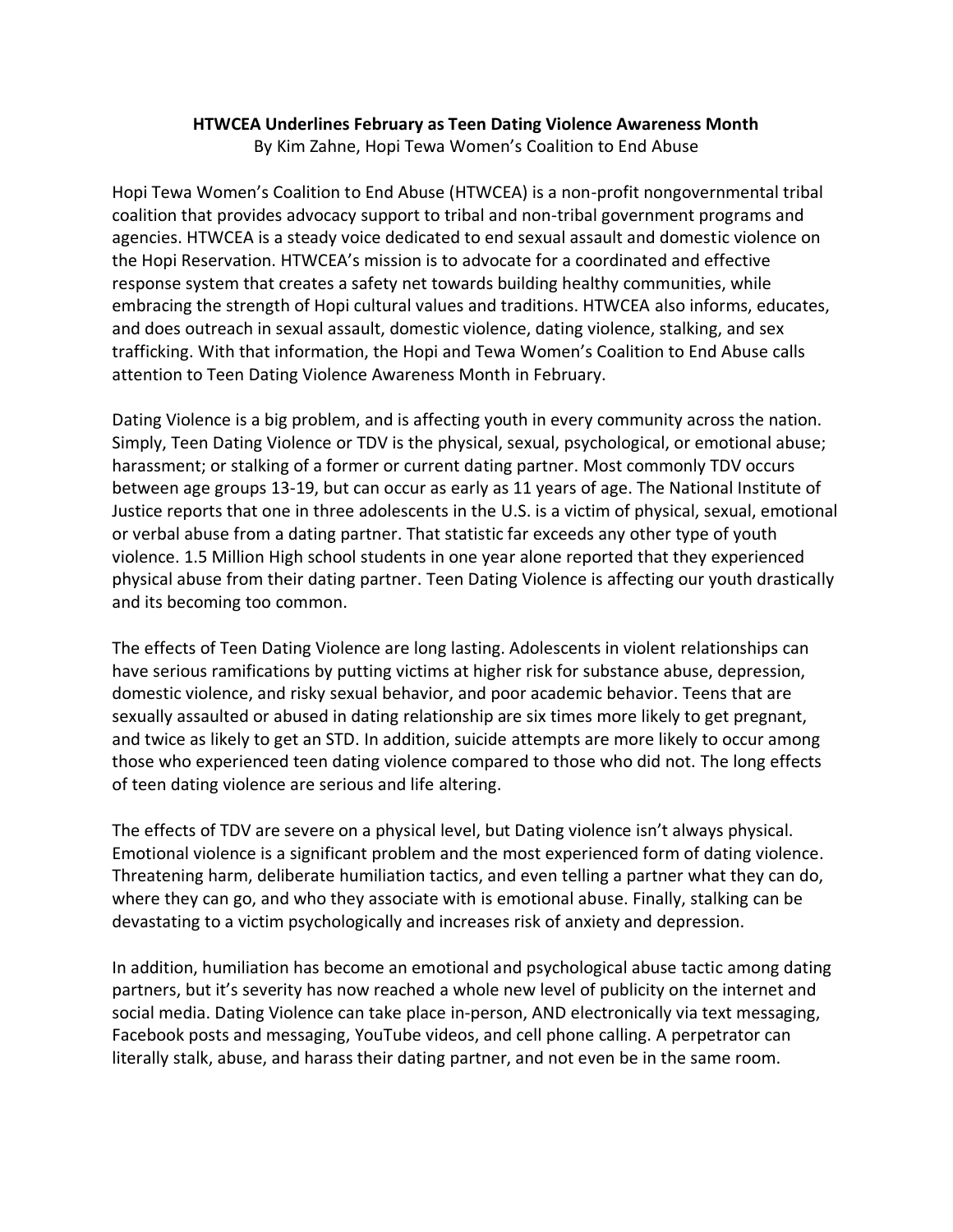# HTWCEA Underlines February as Teen Dating Violence Awareness Month

By Kim Zahne, Hopi Tewa Women's Coalition to End Abuse

Hopi Tewa Women's Coalition to End Abuse (HTWCEA) is a non-profit nongovernmental tribal coalition that provides advocacy support to tribal and non-tribal government programs and agencies. HTWCEA is a steady voice dedicated to end sexual assault and domestic violence on the Hopi Reservation. HTWCEA's mission is to advocate for a coordinated and effective response system that creates a safety net towards building healthy communities, while embracing the strength of Hopi cultural values and traditions. HTWCEA also informs, educates, and does outreach in sexual assault, domestic violence, dating violence, stalking, and sex trafficking. With that information, the Hopi and Tewa Women's Coalition to End Abuse calls attention to Teen Dating Violence Awareness Month in February.

Dating Violence is a big problem, and is affecting youth in every community across the nation. Simply, Teen Dating Violence or TDV is the physical, sexual, psychological, or emotional abuse; harassment; or stalking of a former or current dating partner. Most commonly TDV occurs between age groups 13-19, but can occur as early as 11 years of age. The National Institute of Justice reports that one in three adolescents in the U.S. is a victim of physical, sexual, emotional or verbal abuse from a dating partner. That statistic far exceeds any other type of youth violence. 1.5 Million High school students in one year alone reported that they experienced physical abuse from their dating partner. Teen Dating Violence is affecting our youth drastically and its becoming too common.

The effects of Teen Dating Violence are long lasting. Adolescents in violent relationships can have serious ramifications by putting victims at higher risk for substance abuse, depression, domestic violence, and risky sexual behavior, and poor academic behavior. Teens that are sexually assaulted or abused in dating relationship are six times more likely to get pregnant, and twice as likely to get an STD. In addition, suicide attempts are more likely to occur among those who experienced teen dating violence compared to those who did not. The long effects of teen dating violence are serious and life altering.

The effects of TDV are severe on a physical level, but Dating violence isn't always physical. Emotional violence is a significant problem and the most experienced form of dating violence. Threatening harm, deliberate humiliation tactics, and even telling a partner what they can do, where they can go, and who they associate with is emotional abuse. Finally, stalking can be devastating to a victim psychologically and increases risk of anxiety and depression.

In addition, humiliation has become an emotional and psychological abuse tactic among dating partners, but it's severity has now reached a whole new level of publicity on the internet and social media. Dating Violence can take place in-person, AND electronically via text messaging, Facebook posts and messaging, YouTube videos, and cell phone calling. A perpetrator can literally stalk, abuse, and harass their dating partner, and not even be in the same room.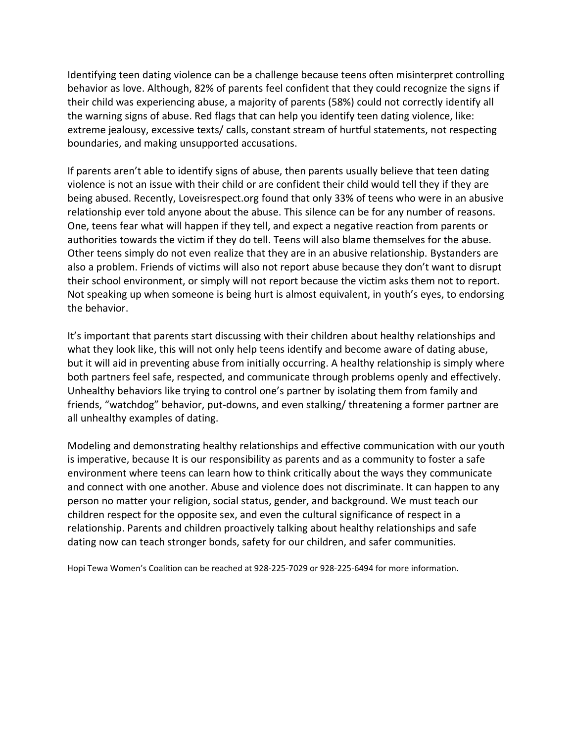Identifying teen dating violence can be a challenge because teens often misinterpret controlling behavior as love. Although, 82% of parents feel confident that they could recognize the signs if their child was experiencing abuse, a majority of parents (58%) could not correctly identify all the warning signs of abuse. Red flags that can help you identify teen dating violence, like: extreme jealousy, excessive texts/ calls, constant stream of hurtful statements, not respecting boundaries, and making unsupported accusations.

If parents aren't able to identify signs of abuse, then parents usually believe that teen dating violence is not an issue with their child or are confident their child would tell they if they are being abused. Recently, Loveisrespect.org found that only 33% of teens who were in an abusive relationship ever told anyone about the abuse. This silence can be for any number of reasons. One, teens fear what will happen if they tell, and expect a negative reaction from parents or authorities towards the victim if they do tell. Teens will also blame themselves for the abuse. Other teens simply do not even realize that they are in an abusive relationship. Bystanders are also a problem. Friends of victims will also not report abuse because they don't want to disrupt their school environment, or simply will not report because the victim asks them not to report. Not speaking up when someone is being hurt is almost equivalent, in youth's eyes, to endorsing the behavior.

It's important that parents start discussing with their children about healthy relationships and what they look like, this will not only help teens identify and become aware of dating abuse, but it will aid in preventing abuse from initially occurring. A healthy relationship is simply where both partners feel safe, respected, and communicate through problems openly and effectively. Unhealthy behaviors like trying to control one's partner by isolating them from family and friends, "watchdog" behavior, put-downs, and even stalking/ threatening a former partner are all unhealthy examples of dating.

Modeling and demonstrating healthy relationships and effective communication with our youth is imperative, because It is our responsibility as parents and as a community to foster a safe environment where teens can learn how to think critically about the ways they communicate and connect with one another. Abuse and violence does not discriminate. It can happen to any person no matter your religion, social status, gender, and background. We must teach our children respect for the opposite sex, and even the cultural significance of respect in a relationship. Parents and children proactively talking about healthy relationships and safe dating now can teach stronger bonds, safety for our children, and safer communities.

Hopi Tewa Women's Coalition can be reached at 928-225-7029 or 928-225-6494 for more information.